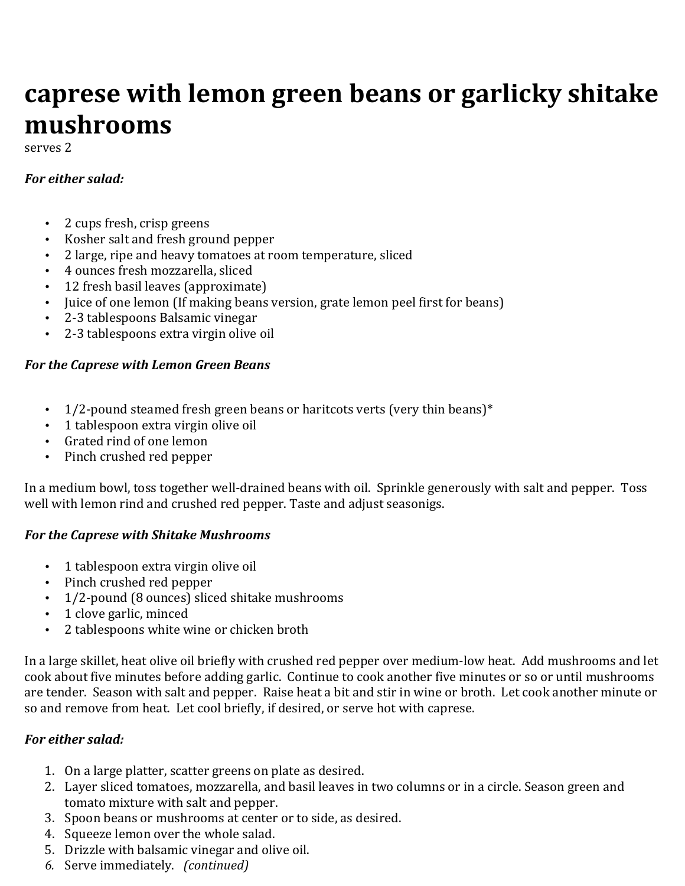# caprese with lemon green beans or garlicky shitake mushrooms

serves 2

***For either salad:***

- 2 cups fresh, crisp greens
- Kosher salt and fresh ground pepper
- 2 large, ripe and heavy tomatoes at room temperature, sliced
- 4 ounces fresh mozzarella, sliced
- 12 fresh basil leaves (approximate)
- Juice of one lemon (If making beans version, grate lemon peel first for beans)
- 2-3 tablespoons Balsamic vinegar
- 2-3 tablespoons extra virgin olive oil

***For the Caprese with Lemon Green Beans***

- 1/2-pound steamed fresh green beans or haritcots verts (very thin beans)*
- 1 tablespoon extra virgin olive oil
- Grated rind of one lemon
- Pinch crushed red pepper

In a medium bowl, toss together well-drained beans with oil. Sprinkle generously with salt and pepper. Toss well with lemon rind and crushed red pepper. Taste and adjust seasonigs.

***For the Caprese with Shitake Mushrooms***

- 1 tablespoon extra virgin olive oil
- Pinch crushed red pepper
- 1/2-pound (8 ounces) sliced shitake mushrooms
- 1 clove garlic, minced
- 2 tablespoons white wine or chicken broth

In a large skillet, heat olive oil briefly with crushed red pepper over medium-low heat. Add mushrooms and let cook about five minutes before adding garlic. Continue to cook another five minutes or so or until mushrooms are tender. Season with salt and pepper. Raise heat a bit and stir in wine or broth. Let cook another minute or so and remove from heat. Let cool briefly, if desired, or serve hot with caprese.

***For either salad:***

1. On a large platter, scatter greens on plate as desired.
2. Layer sliced tomatoes, mozzarella, and basil leaves in two columns or in a circle. Season green and tomato mixture with salt and pepper.
3. Spoon beans or mushrooms at center or to side, as desired.
4. Squeeze lemon over the whole salad.
5. Drizzle with balsamic vinegar and olive oil.
6. *Serve immediately. (continued)*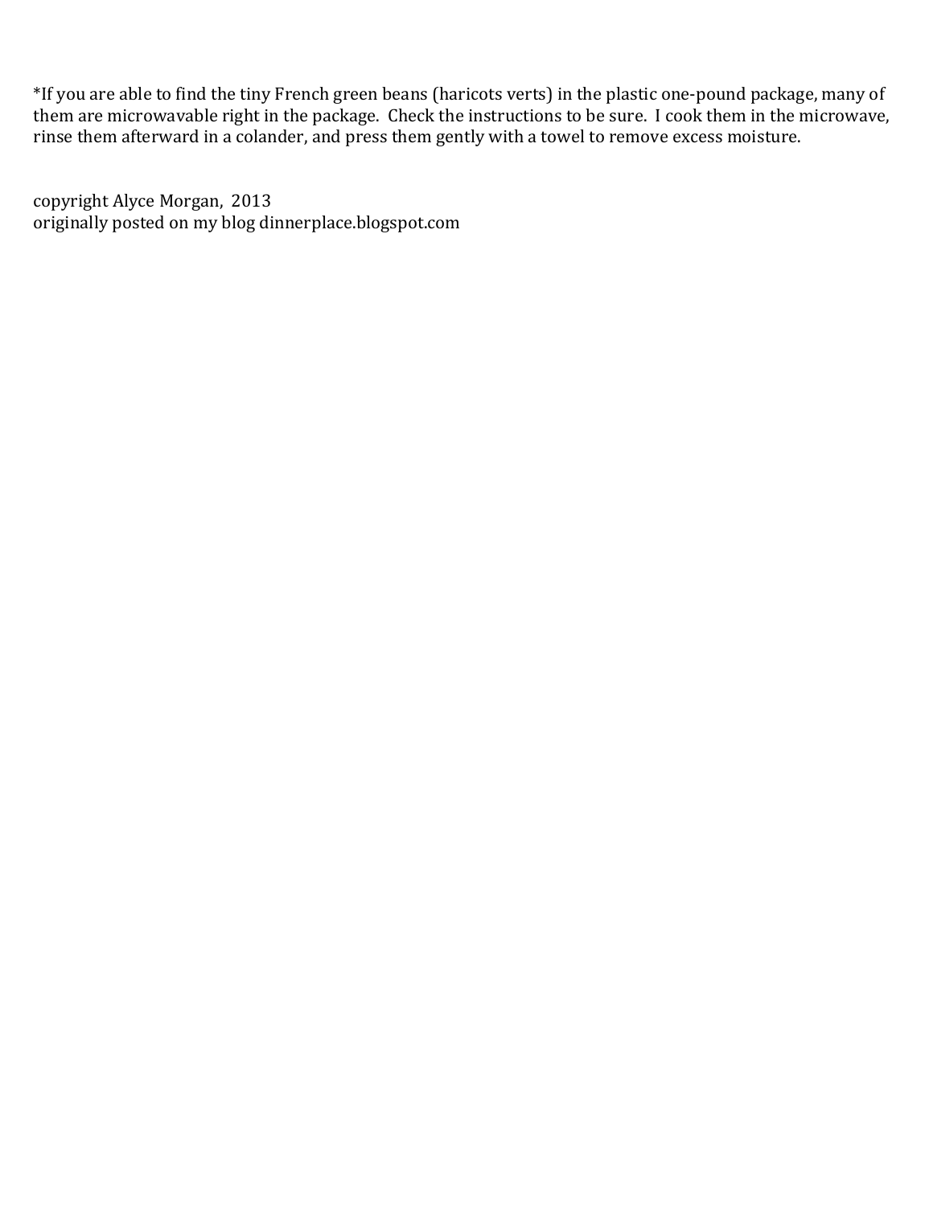*If you are able to find the tiny French green beans (haricots verts) in the plastic one-pound package, many of them are microwavable right in the package. Check the instructions to be sure. I cook them in the microwave, rinse them afterward in a colander, and press them gently with a towel to remove excess moisture.

copyright Alyce Morgan, 2013
originally posted on my blog dinnerplace.blogspot.com